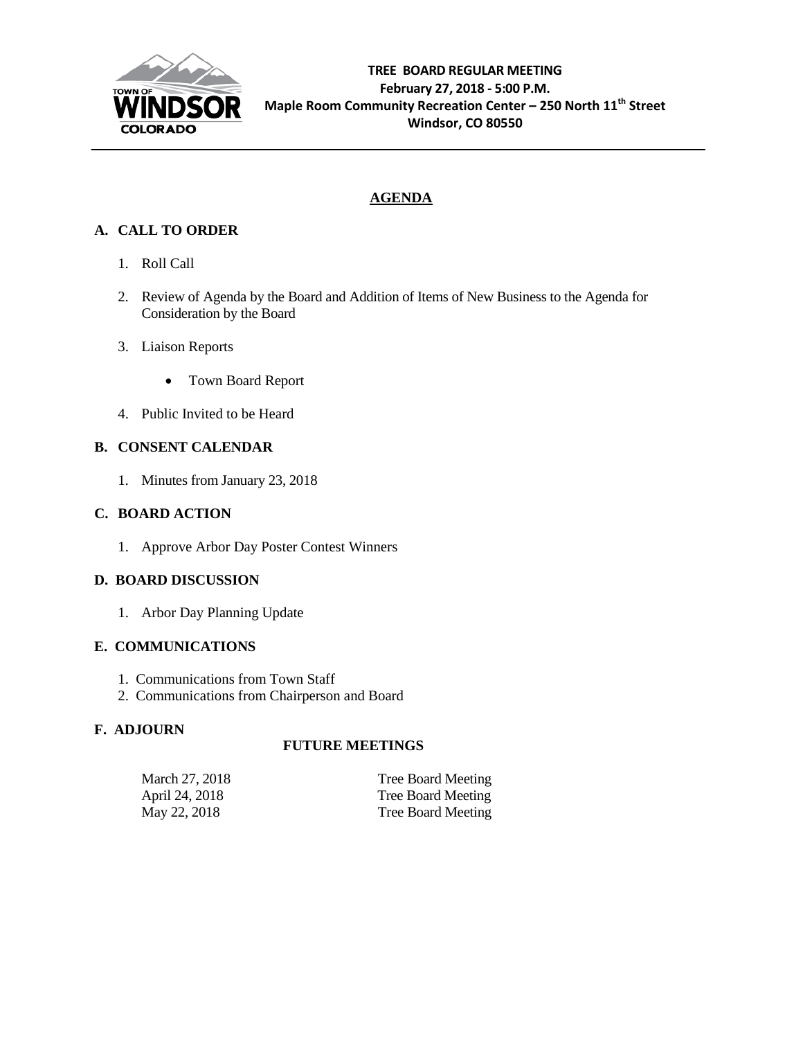TOWN OF WINDSOR COLORADO

**TREE BOARD REGULAR MEETING**
**February 27, 2018 - 5:00 P.M.**
**Maple Room Community Recreation Center – 250 North 11th Street**
**Windsor, CO 80550**

# AGENDA

## A. CALL TO ORDER

1. Roll Call
2. Review of Agenda by the Board and Addition of Items of New Business to the Agenda for Consideration by the Board
3. Liaison Reports
   - Town Board Report
4. Public Invited to be Heard

## B. CONSENT CALENDAR

1. Minutes from January 23, 2018

## C. BOARD ACTION

1. Approve Arbor Day Poster Contest Winners

## D. BOARD DISCUSSION

1. Arbor Day Planning Update

## E. COMMUNICATIONS

1. Communications from Town Staff
2. Communications from Chairperson and Board

## F. ADJOURN

### FUTURE MEETINGS

| | |
|---|---|
| March 27, 2018 | Tree Board Meeting |
| April 24, 2018 | Tree Board Meeting |
| May 22, 2018 | Tree Board Meeting |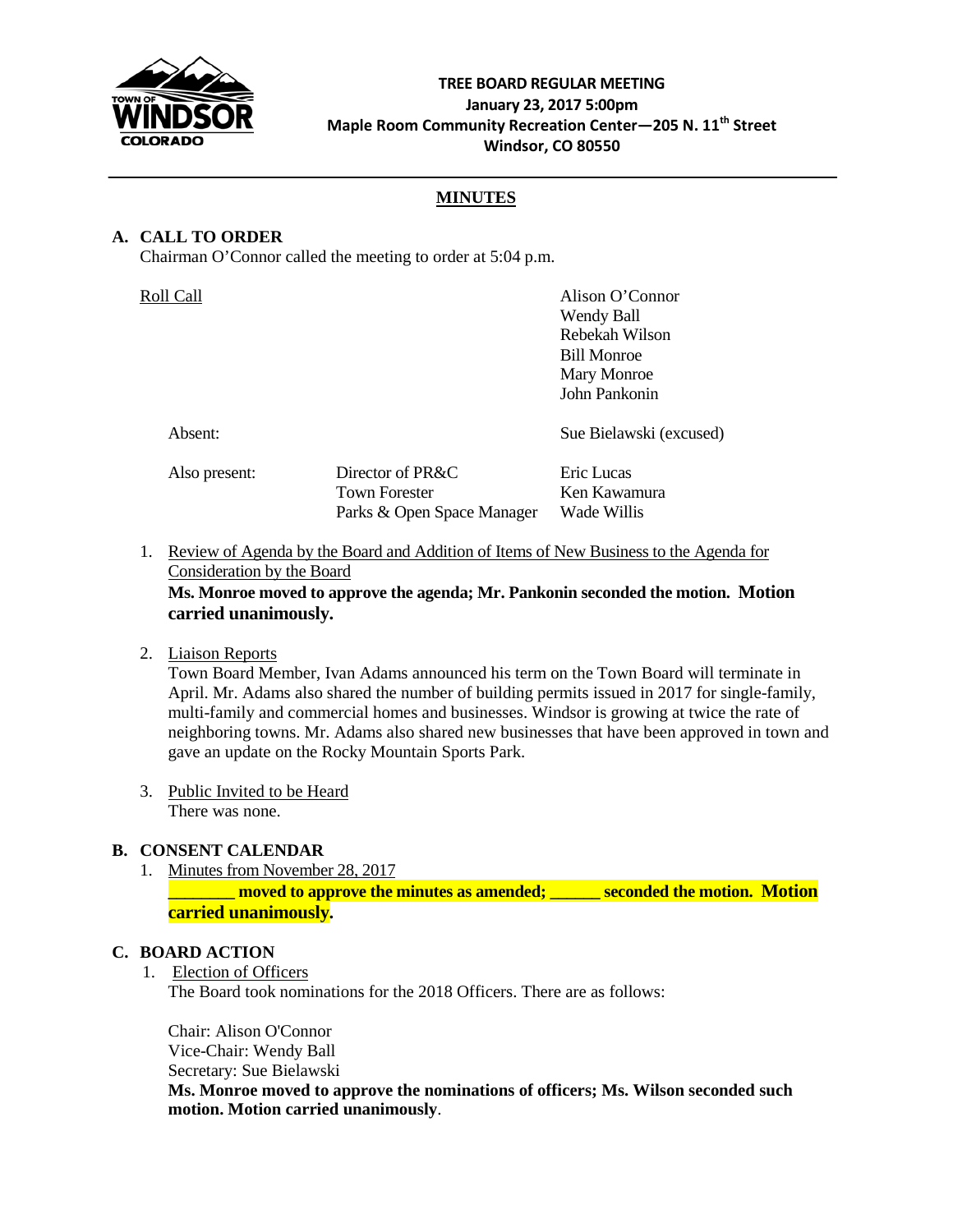**TREE BOARD REGULAR MEETING**
**January 23, 2017 5:00pm**
**Maple Room Community Recreation Center—205 N. 11th Street**
**Windsor, CO 80550**

## MINUTES

### A. CALL TO ORDER

Chairman O'Connor called the meeting to order at 5:04 p.m.

Roll Call
- Alison O'Connor
- Wendy Ball
- Rebekah Wilson
- Bill Monroe
- Mary Monroe
- John Pankonin

Absent: Sue Bielawski (excused)

| Also present: | | |
|---|---|---|
| | Director of PR&C | Eric Lucas |
| | Town Forester | Ken Kawamura |
| | Parks & Open Space Manager | Wade Willis |

1. Review of Agenda by the Board and Addition of Items of New Business to the Agenda for Consideration by the Board
   **Ms. Monroe moved to approve the agenda; Mr. Pankonin seconded the motion. Motion carried unanimously.**

2. Liaison Reports
   Town Board Member, Ivan Adams announced his term on the Town Board will terminate in April. Mr. Adams also shared the number of building permits issued in 2017 for single-family, multi-family and commercial homes and businesses. Windsor is growing at twice the rate of neighboring towns. Mr. Adams also shared new businesses that have been approved in town and gave an update on the Rocky Mountain Sports Park.

3. Public Invited to be Heard
   There was none.

### B. CONSENT CALENDAR

1. Minutes from November 28, 2017
   **_______ moved to approve the minutes as amended; ______ seconded the motion. Motion carried unanimously.**

### C. BOARD ACTION

1. Election of Officers
   The Board took nominations for the 2018 Officers. There are as follows:

   Chair: Alison O'Connor
   Vice-Chair: Wendy Ball
   Secretary: Sue Bielawski
   **Ms. Monroe moved to approve the nominations of officers; Ms. Wilson seconded such motion. Motion carried unanimously**.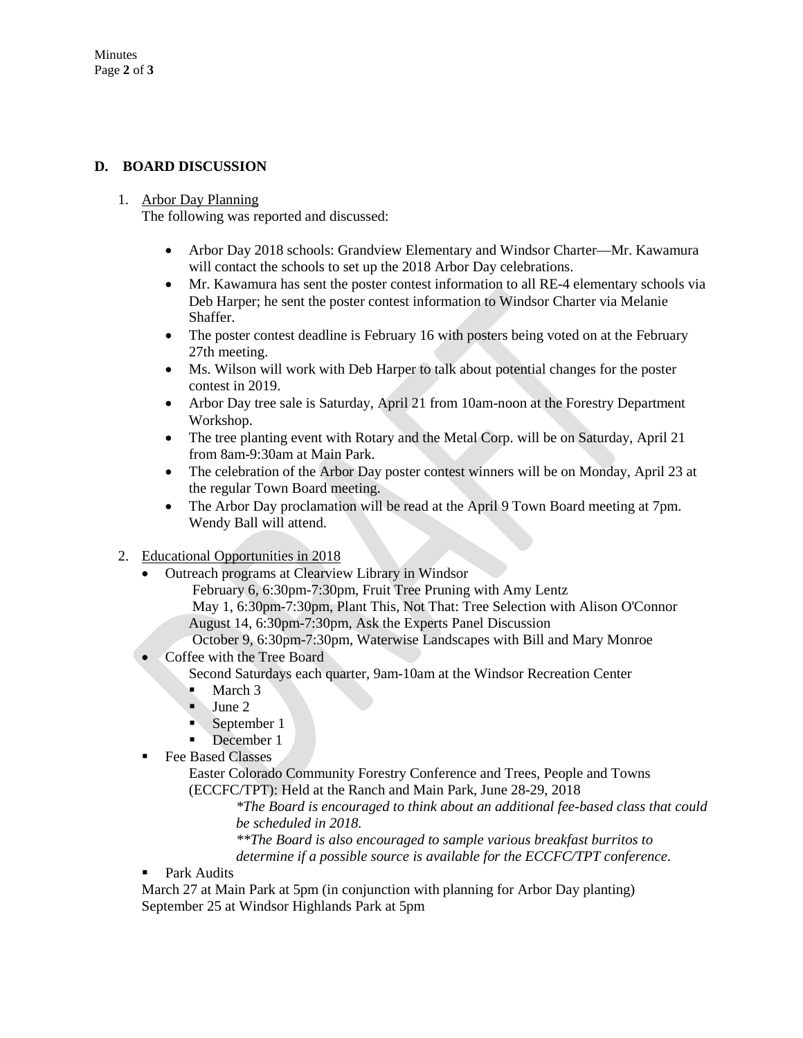## D. BOARD DISCUSSION

1. Arbor Day Planning

   The following was reported and discussed:

   - Arbor Day 2018 schools: Grandview Elementary and Windsor Charter—Mr. Kawamura will contact the schools to set up the 2018 Arbor Day celebrations.
   - Mr. Kawamura has sent the poster contest information to all RE-4 elementary schools via Deb Harper; he sent the poster contest information to Windsor Charter via Melanie Shaffer.
   - The poster contest deadline is February 16 with posters being voted on at the February 27th meeting.
   - Ms. Wilson will work with Deb Harper to talk about potential changes for the poster contest in 2019.
   - Arbor Day tree sale is Saturday, April 21 from 10am-noon at the Forestry Department Workshop.
   - The tree planting event with Rotary and the Metal Corp. will be on Saturday, April 21 from 8am-9:30am at Main Park.
   - The celebration of the Arbor Day poster contest winners will be on Monday, April 23 at the regular Town Board meeting.
   - The Arbor Day proclamation will be read at the April 9 Town Board meeting at 7pm. Wendy Ball will attend.

2. Educational Opportunities in 2018

   - Outreach programs at Clearview Library in Windsor

     February 6, 6:30pm-7:30pm, Fruit Tree Pruning with Amy Lentz

     May 1, 6:30pm-7:30pm, Plant This, Not That: Tree Selection with Alison O'Connor

     August 14, 6:30pm-7:30pm, Ask the Experts Panel Discussion

     October 9, 6:30pm-7:30pm, Waterwise Landscapes with Bill and Mary Monroe

   - Coffee with the Tree Board

     Second Saturdays each quarter, 9am-10am at the Windsor Recreation Center

     - March 3
     - June 2
     - September 1
     - December 1

   - Fee Based Classes

     Easter Colorado Community Forestry Conference and Trees, People and Towns (ECCFC/TPT): Held at the Ranch and Main Park, June 28-29, 2018

     *\*The Board is encouraged to think about an additional fee-based class that could be scheduled in 2018.*

     *\*\*The Board is also encouraged to sample various breakfast burritos to determine if a possible source is available for the ECCFC/TPT conference.*

   - Park Audits

   March 27 at Main Park at 5pm (in conjunction with planning for Arbor Day planting)

   September 25 at Windsor Highlands Park at 5pm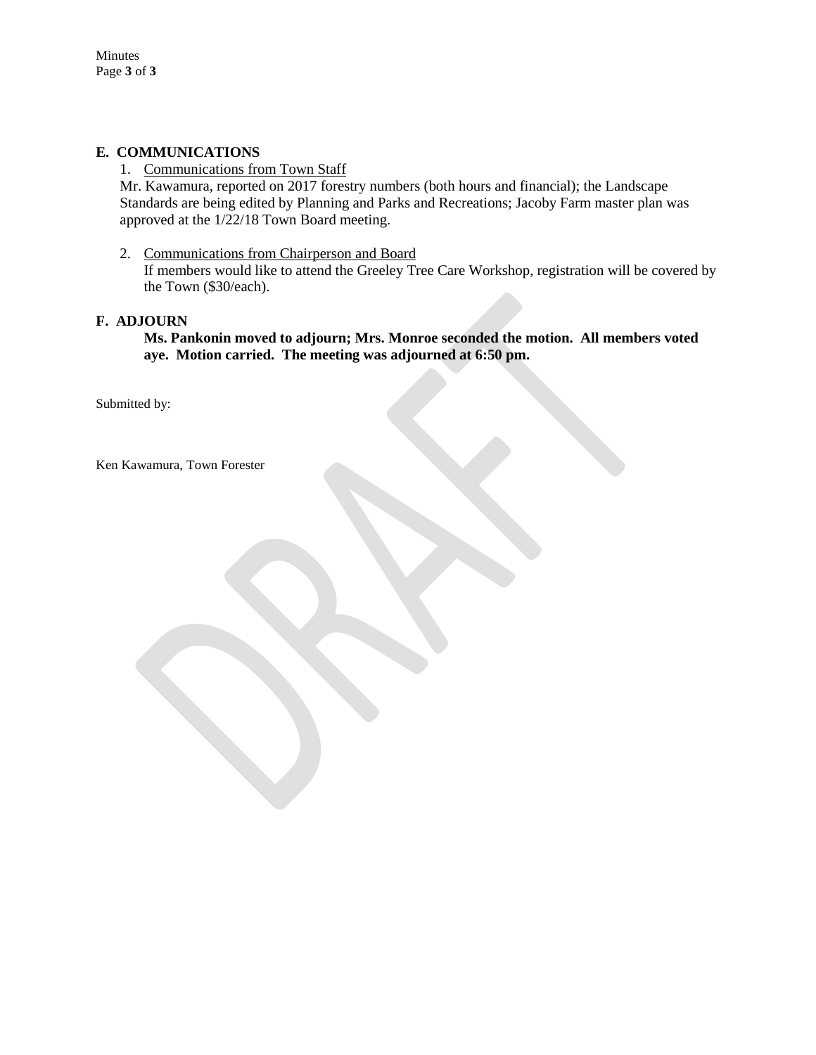## E. COMMUNICATIONS

1. Communications from Town Staff

   Mr. Kawamura, reported on 2017 forestry numbers (both hours and financial); the Landscape Standards are being edited by Planning and Parks and Recreations; Jacoby Farm master plan was approved at the 1/22/18 Town Board meeting.

2. Communications from Chairperson and Board

   If members would like to attend the Greeley Tree Care Workshop, registration will be covered by the Town ($30/each).

## F. ADJOURN

**Ms. Pankonin moved to adjourn; Mrs. Monroe seconded the motion. All members voted aye. Motion carried. The meeting was adjourned at 6:50 pm.**

Submitted by:

Ken Kawamura, Town Forester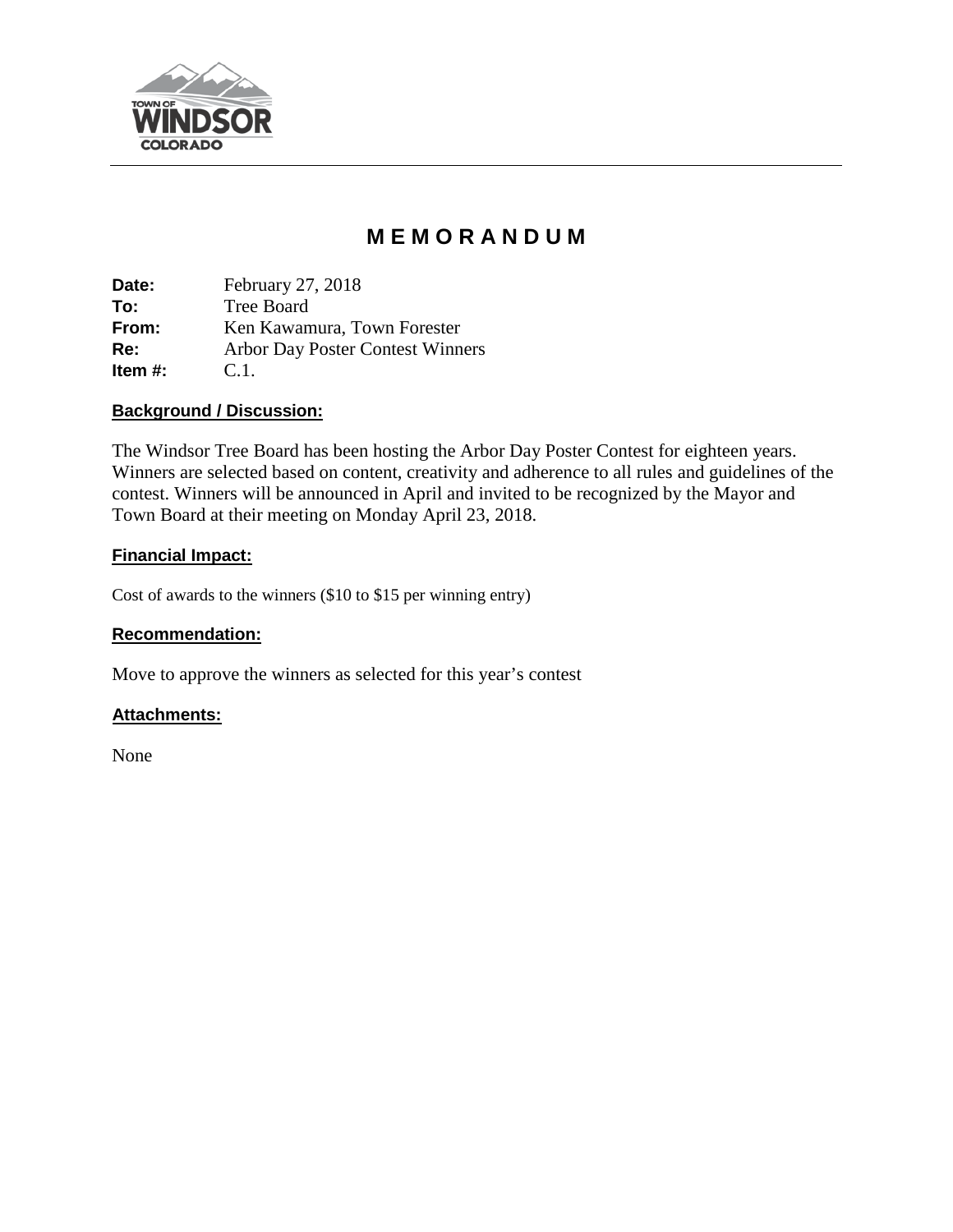# MEMORANDUM

**Date:** February 27, 2018
**To:** Tree Board
**From:** Ken Kawamura, Town Forester
**Re:** Arbor Day Poster Contest Winners
**Item #:** C.1.

## Background / Discussion:

The Windsor Tree Board has been hosting the Arbor Day Poster Contest for eighteen years. Winners are selected based on content, creativity and adherence to all rules and guidelines of the contest. Winners will be announced in April and invited to be recognized by the Mayor and Town Board at their meeting on Monday April 23, 2018.

## Financial Impact:

Cost of awards to the winners ($10 to $15 per winning entry)

## Recommendation:

Move to approve the winners as selected for this year's contest

## Attachments:

None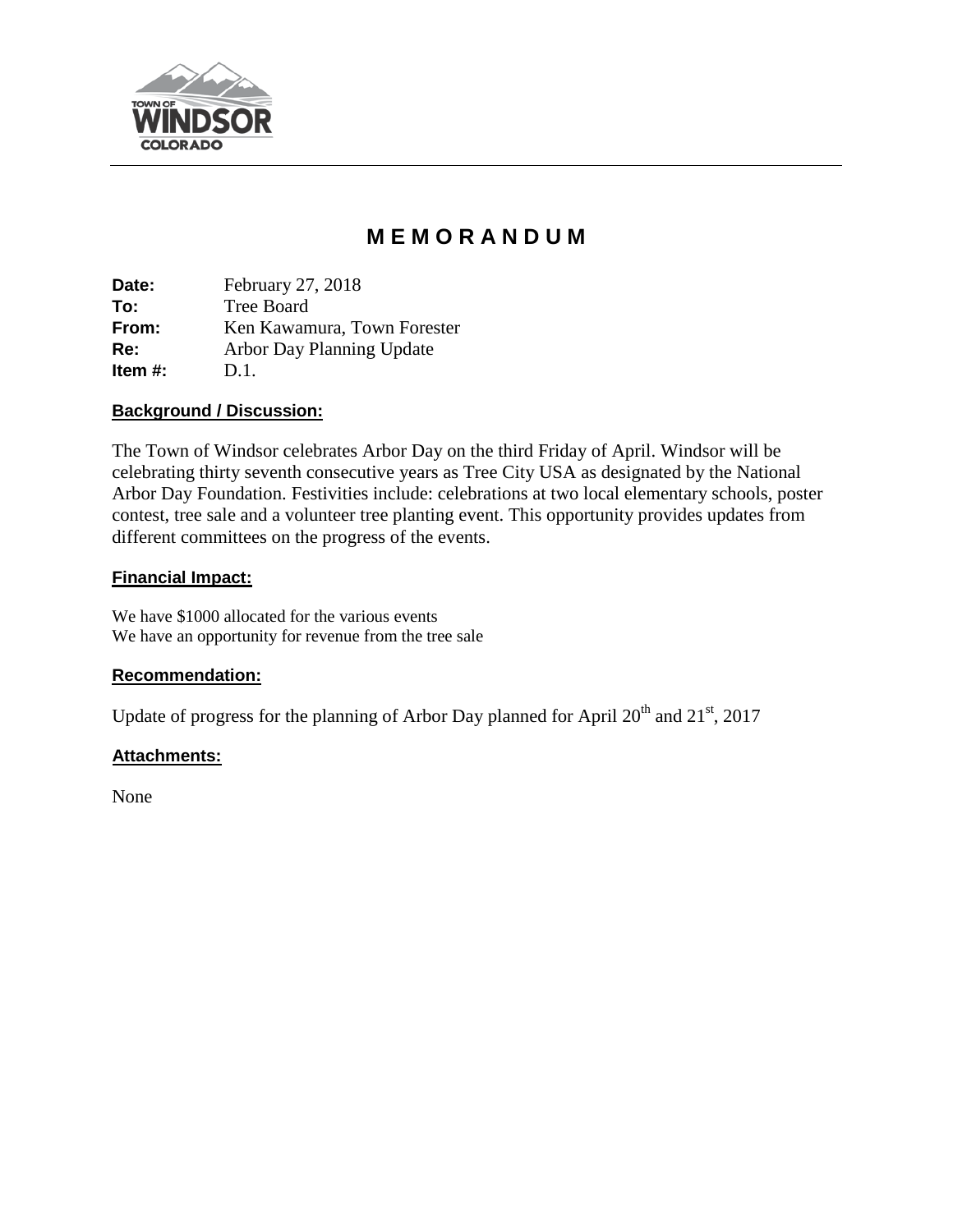# M E M O R A N D U M

**Date:** February 27, 2018
**To:** Tree Board
**From:** Ken Kawamura, Town Forester
**Re:** Arbor Day Planning Update
**Item #:** D.1.

## Background / Discussion:

The Town of Windsor celebrates Arbor Day on the third Friday of April. Windsor will be celebrating thirty seventh consecutive years as Tree City USA as designated by the National Arbor Day Foundation. Festivities include: celebrations at two local elementary schools, poster contest, tree sale and a volunteer tree planting event. This opportunity provides updates from different committees on the progress of the events.

## Financial Impact:

We have $1000 allocated for the various events
We have an opportunity for revenue from the tree sale

## Recommendation:

Update of progress for the planning of Arbor Day planned for April 20th and 21st, 2017

## Attachments:

None